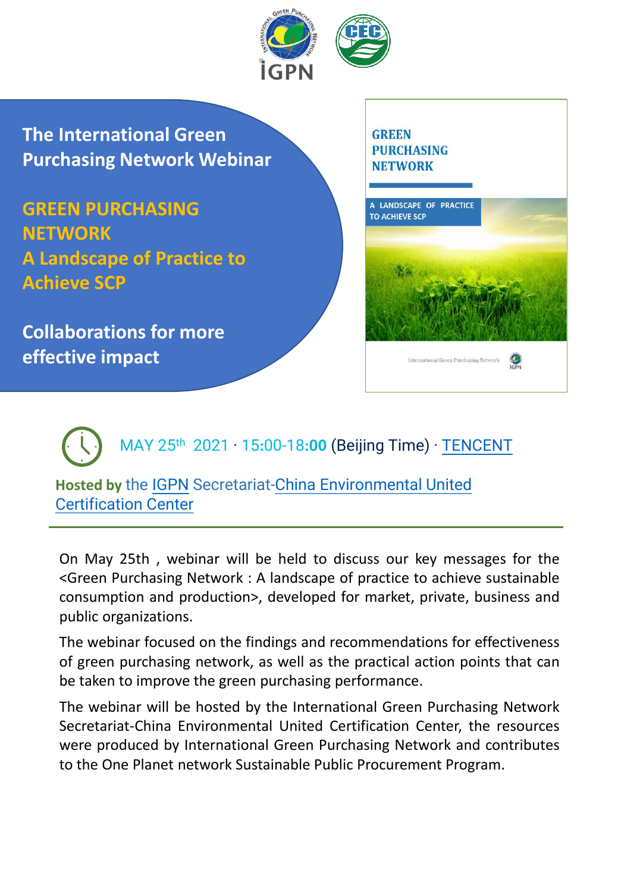# The International Green Purchasing Network Webinar

## GREEN PURCHASING NETWORK
## A Landscape of Practice to Achieve SCP

## Collaborations for more effective impact

GREEN PURCHASING NETWORK

A LANDSCAPE OF PRACTICE TO ACHIEVE SCP

International Green Purchasing Network

IGPN

MAY 25th 2021 · 15:00-18:00 (Beijing Time) · TENCENT

**Hosted by** the IGPN Secretariat-China Environmental United Certification Center

---

On May 25th , webinar will be held to discuss our key messages for the <Green Purchasing Network : A landscape of practice to achieve sustainable consumption and production>, developed for market, private, business and public organizations.

The webinar focused on the findings and recommendations for effectiveness of green purchasing network, as well as the practical action points that can be taken to improve the green purchasing performance.

The webinar will be hosted by the International Green Purchasing Network Secretariat-China Environmental United Certification Center, the resources were produced by International Green Purchasing Network and contributes to the One Planet network Sustainable Public Procurement Program.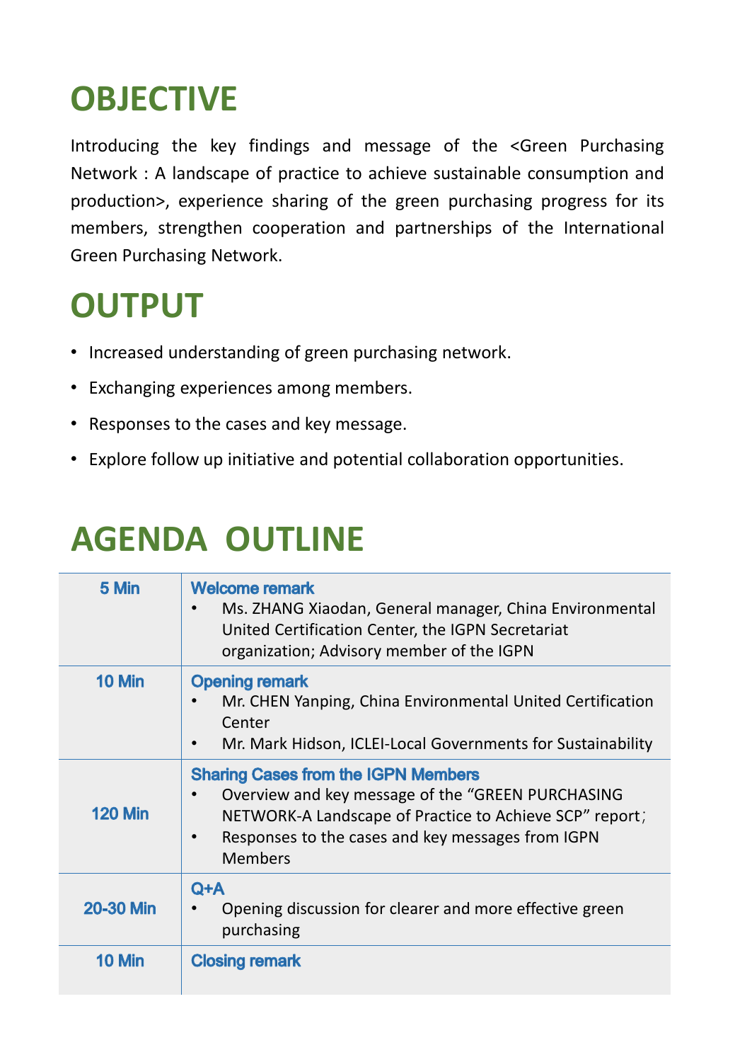# OBJECTIVE

Introducing the key findings and message of the <Green Purchasing Network : A landscape of practice to achieve sustainable consumption and production>, experience sharing of the green purchasing progress for its members, strengthen cooperation and partnerships of the International Green Purchasing Network.

# OUTPUT

- Increased understanding of green purchasing network.
- Exchanging experiences among members.
- Responses to the cases and key message.
- Explore follow up initiative and potential collaboration opportunities.

# AGENDA OUTLINE

| | |
|---|---|
| 5 Min | **Welcome remark**<br>• Ms. ZHANG Xiaodan, General manager, China Environmental United Certification Center, the IGPN Secretariat organization; Advisory member of the IGPN |
| 10 Min | **Opening remark**<br>• Mr. CHEN Yanping, China Environmental United Certification Center<br>• Mr. Mark Hidson, ICLEI-Local Governments for Sustainability |
| 120 Min | **Sharing Cases from the IGPN Members**<br>• Overview and key message of the "GREEN PURCHASING NETWORK-A Landscape of Practice to Achieve SCP" report；<br>• Responses to the cases and key messages from IGPN Members |
| 20-30 Min | **Q+A**<br>• Opening discussion for clearer and more effective green purchasing |
| 10 Min | **Closing remark** |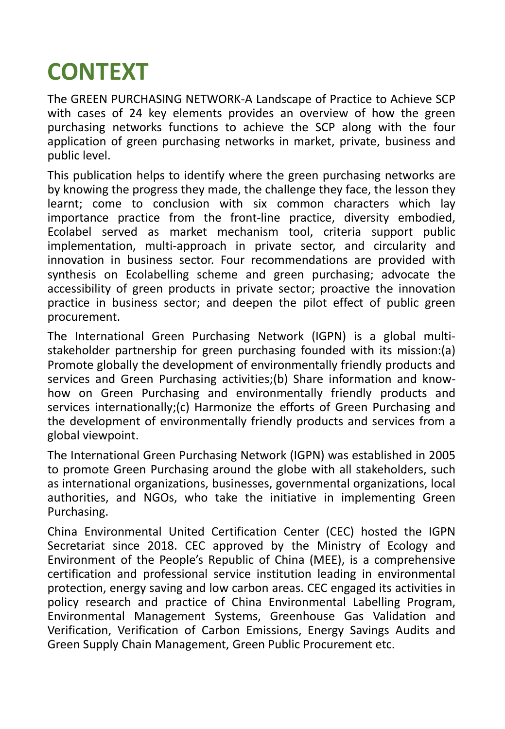# CONTEXT

The GREEN PURCHASING NETWORK-A Landscape of Practice to Achieve SCP with cases of 24 key elements provides an overview of how the green purchasing networks functions to achieve the SCP along with the four application of green purchasing networks in market, private, business and public level.

This publication helps to identify where the green purchasing networks are by knowing the progress they made, the challenge they face, the lesson they learnt; come to conclusion with six common characters which lay importance practice from the front-line practice, diversity embodied, Ecolabel served as market mechanism tool, criteria support public implementation, multi-approach in private sector, and circularity and innovation in business sector. Four recommendations are provided with synthesis on Ecolabelling scheme and green purchasing; advocate the accessibility of green products in private sector; proactive the innovation practice in business sector; and deepen the pilot effect of public green procurement.

The International Green Purchasing Network (IGPN) is a global multi-stakeholder partnership for green purchasing founded with its mission:(a) Promote globally the development of environmentally friendly products and services and Green Purchasing activities;(b) Share information and know-how on Green Purchasing and environmentally friendly products and services internationally;(c) Harmonize the efforts of Green Purchasing and the development of environmentally friendly products and services from a global viewpoint.

The International Green Purchasing Network (IGPN) was established in 2005 to promote Green Purchasing around the globe with all stakeholders, such as international organizations, businesses, governmental organizations, local authorities, and NGOs, who take the initiative in implementing Green Purchasing.

China Environmental United Certification Center (CEC) hosted the IGPN Secretariat since 2018. CEC approved by the Ministry of Ecology and Environment of the People's Republic of China (MEE), is a comprehensive certification and professional service institution leading in environmental protection, energy saving and low carbon areas. CEC engaged its activities in policy research and practice of China Environmental Labelling Program, Environmental Management Systems, Greenhouse Gas Validation and Verification, Verification of Carbon Emissions, Energy Savings Audits and Green Supply Chain Management, Green Public Procurement etc.